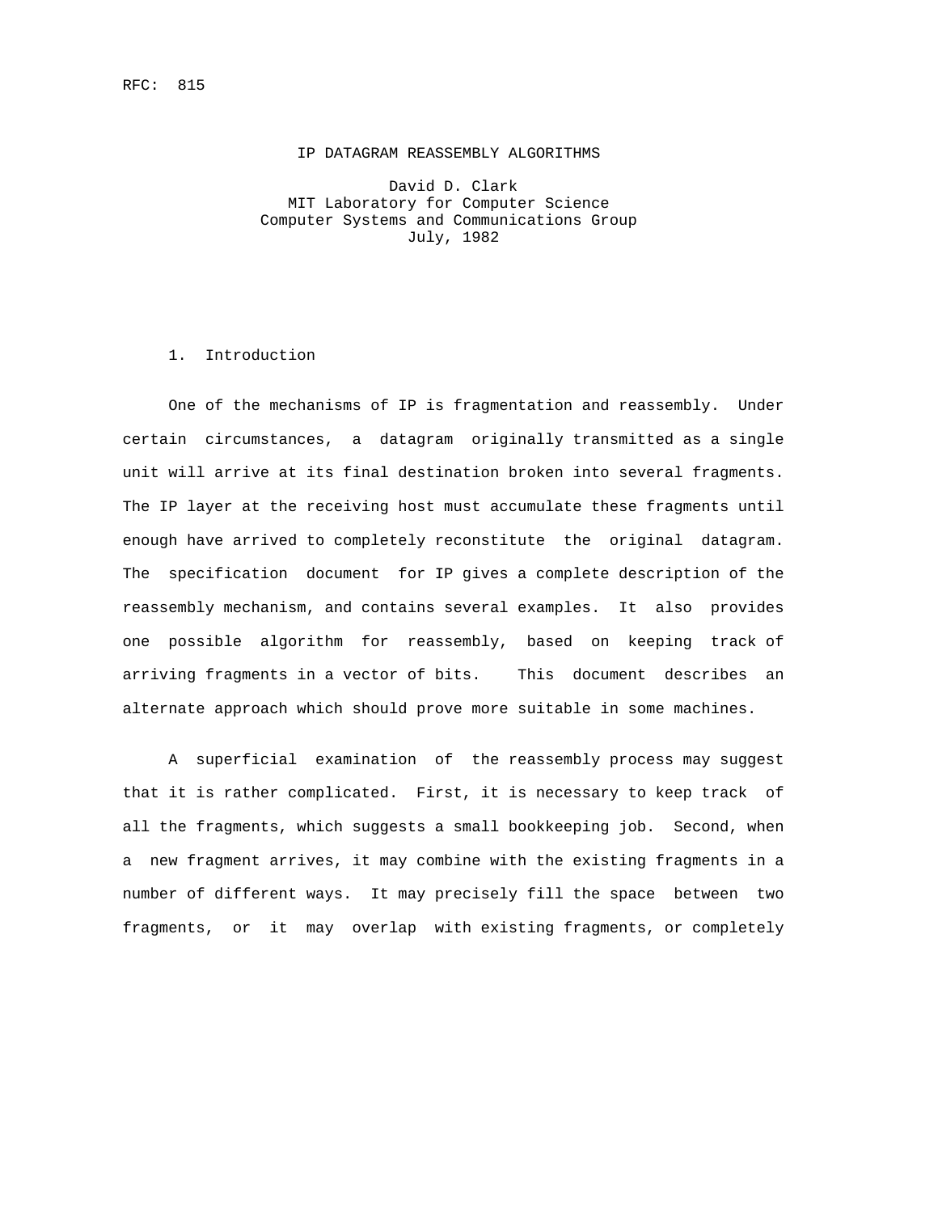RFC: 815

# IP DATAGRAM REASSEMBLY ALGORITHMS

David D. Clark
MIT Laboratory for Computer Science
Computer Systems and Communications Group
July, 1982

## 1. Introduction

One of the mechanisms of IP is fragmentation and reassembly. Under certain circumstances, a datagram originally transmitted as a single unit will arrive at its final destination broken into several fragments. The IP layer at the receiving host must accumulate these fragments until enough have arrived to completely reconstitute the original datagram. The specification document for IP gives a complete description of the reassembly mechanism, and contains several examples. It also provides one possible algorithm for reassembly, based on keeping track of arriving fragments in a vector of bits. This document describes an alternate approach which should prove more suitable in some machines.

A superficial examination of the reassembly process may suggest that it is rather complicated. First, it is necessary to keep track of all the fragments, which suggests a small bookkeeping job. Second, when a new fragment arrives, it may combine with the existing fragments in a number of different ways. It may precisely fill the space between two fragments, or it may overlap with existing fragments, or completely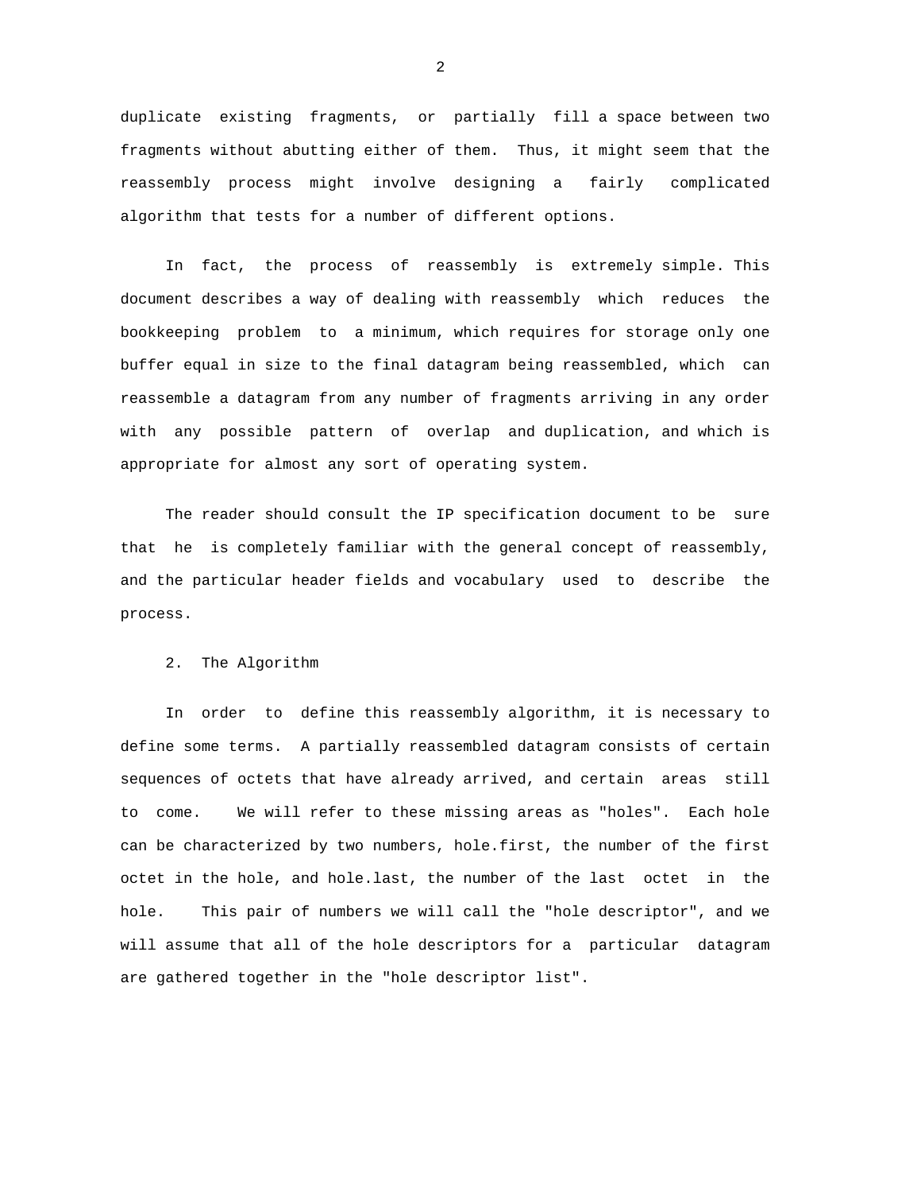duplicate existing fragments, or partially fill a space between two fragments without abutting either of them. Thus, it might seem that the reassembly process might involve designing a fairly complicated algorithm that tests for a number of different options.

In fact, the process of reassembly is extremely simple. This document describes a way of dealing with reassembly which reduces the bookkeeping problem to a minimum, which requires for storage only one buffer equal in size to the final datagram being reassembled, which can reassemble a datagram from any number of fragments arriving in any order with any possible pattern of overlap and duplication, and which is appropriate for almost any sort of operating system.

The reader should consult the IP specification document to be sure that he is completely familiar with the general concept of reassembly, and the particular header fields and vocabulary used to describe the process.

## 2. The Algorithm

In order to define this reassembly algorithm, it is necessary to define some terms. A partially reassembled datagram consists of certain sequences of octets that have already arrived, and certain areas still to come. We will refer to these missing areas as "holes". Each hole can be characterized by two numbers, hole.first, the number of the first octet in the hole, and hole.last, the number of the last octet in the hole. This pair of numbers we will call the "hole descriptor", and we will assume that all of the hole descriptors for a particular datagram are gathered together in the "hole descriptor list".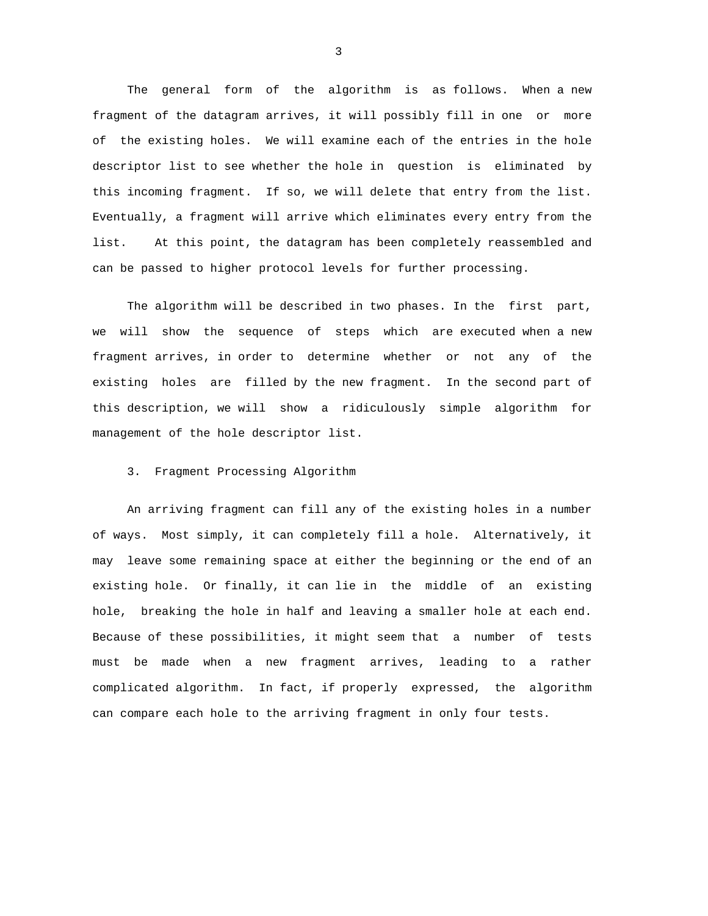The general form of the algorithm is as follows. When a new fragment of the datagram arrives, it will possibly fill in one or more of the existing holes. We will examine each of the entries in the hole descriptor list to see whether the hole in question is eliminated by this incoming fragment. If so, we will delete that entry from the list. Eventually, a fragment will arrive which eliminates every entry from the list. At this point, the datagram has been completely reassembled and can be passed to higher protocol levels for further processing.

The algorithm will be described in two phases. In the first part, we will show the sequence of steps which are executed when a new fragment arrives, in order to determine whether or not any of the existing holes are filled by the new fragment. In the second part of this description, we will show a ridiculously simple algorithm for management of the hole descriptor list.

## 3. Fragment Processing Algorithm

An arriving fragment can fill any of the existing holes in a number of ways. Most simply, it can completely fill a hole. Alternatively, it may leave some remaining space at either the beginning or the end of an existing hole. Or finally, it can lie in the middle of an existing hole, breaking the hole in half and leaving a smaller hole at each end. Because of these possibilities, it might seem that a number of tests must be made when a new fragment arrives, leading to a rather complicated algorithm. In fact, if properly expressed, the algorithm can compare each hole to the arriving fragment in only four tests.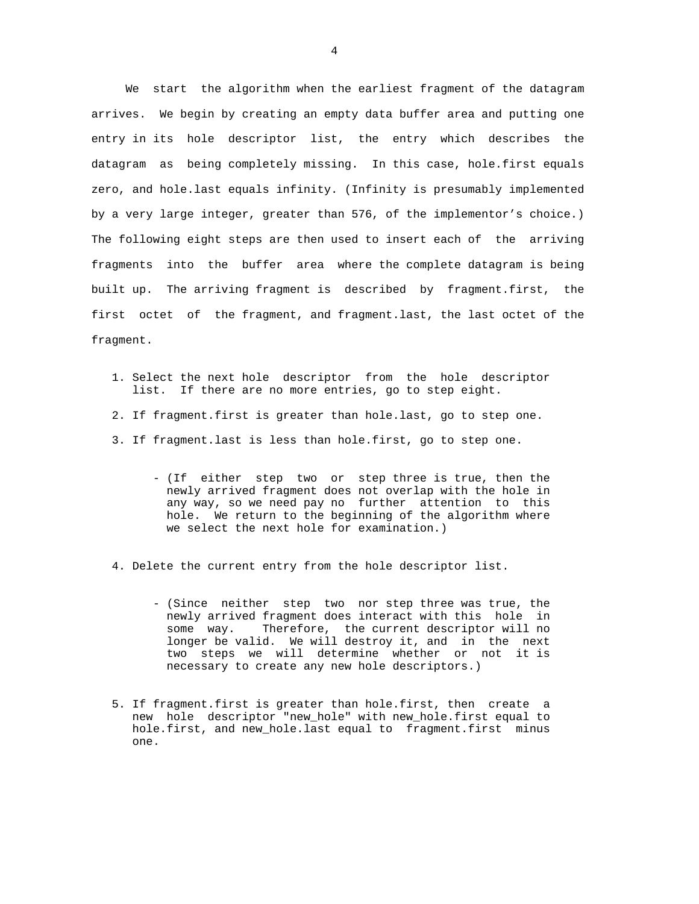We start the algorithm when the earliest fragment of the datagram arrives. We begin by creating an empty data buffer area and putting one entry in its hole descriptor list, the entry which describes the datagram as being completely missing. In this case, hole.first equals zero, and hole.last equals infinity. (Infinity is presumably implemented by a very large integer, greater than 576, of the implementor's choice.) The following eight steps are then used to insert each of the arriving fragments into the buffer area where the complete datagram is being built up. The arriving fragment is described by fragment.first, the first octet of the fragment, and fragment.last, the last octet of the fragment.

1. Select the next hole descriptor from the hole descriptor list. If there are no more entries, go to step eight.

2. If fragment.first is greater than hole.last, go to step one.

3. If fragment.last is less than hole.first, go to step one.

   - (If either step two or step three is true, then the newly arrived fragment does not overlap with the hole in any way, so we need pay no further attention to this hole. We return to the beginning of the algorithm where we select the next hole for examination.)

4. Delete the current entry from the hole descriptor list.

   - (Since neither step two nor step three was true, the newly arrived fragment does interact with this hole in some way. Therefore, the current descriptor will no longer be valid. We will destroy it, and in the next two steps we will determine whether or not it is necessary to create any new hole descriptors.)

5. If fragment.first is greater than hole.first, then create a new hole descriptor "new_hole" with new_hole.first equal to hole.first, and new_hole.last equal to fragment.first minus one.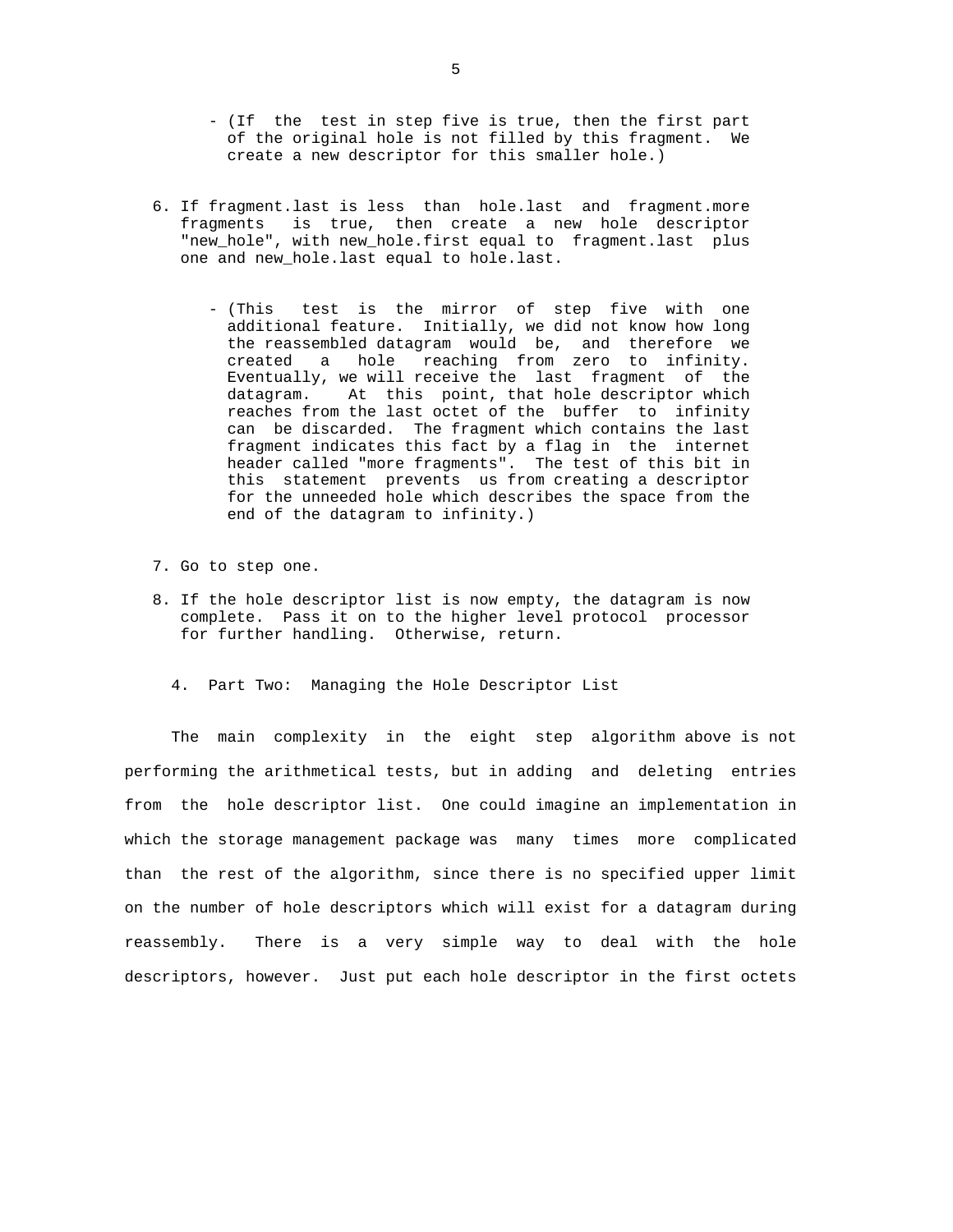- (If the test in step five is true, then the first part of the original hole is not filled by this fragment. We create a new descriptor for this smaller hole.)

6. If fragment.last is less than hole.last and fragment.more fragments is true, then create a new hole descriptor "new_hole", with new_hole.first equal to fragment.last plus one and new_hole.last equal to hole.last.

   - (This test is the mirror of step five with one additional feature. Initially, we did not know how long the reassembled datagram would be, and therefore we created a hole reaching from zero to infinity. Eventually, we will receive the last fragment of the datagram. At this point, that hole descriptor which reaches from the last octet of the buffer to infinity can be discarded. The fragment which contains the last fragment indicates this fact by a flag in the internet header called "more fragments". The test of this bit in this statement prevents us from creating a descriptor for the unneeded hole which describes the space from the end of the datagram to infinity.)

7. Go to step one.

8. If the hole descriptor list is now empty, the datagram is now complete. Pass it on to the higher level protocol processor for further handling. Otherwise, return.

## 4. Part Two: Managing the Hole Descriptor List

The main complexity in the eight step algorithm above is not performing the arithmetical tests, but in adding and deleting entries from the hole descriptor list. One could imagine an implementation in which the storage management package was many times more complicated than the rest of the algorithm, since there is no specified upper limit on the number of hole descriptors which will exist for a datagram during reassembly. There is a very simple way to deal with the hole descriptors, however. Just put each hole descriptor in the first octets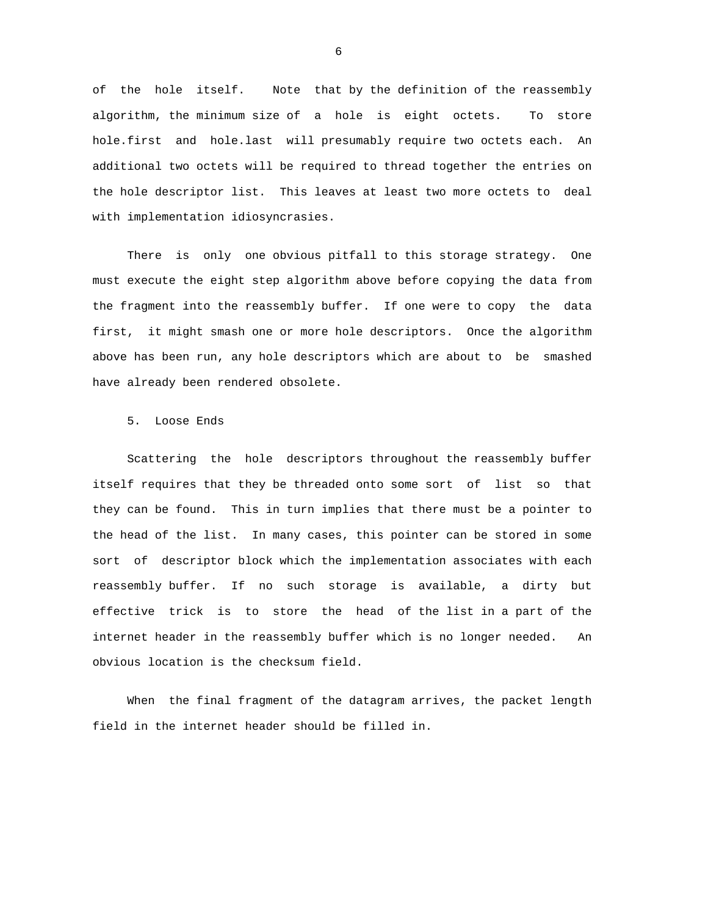of the hole itself. Note that by the definition of the reassembly algorithm, the minimum size of a hole is eight octets. To store hole.first and hole.last will presumably require two octets each. An additional two octets will be required to thread together the entries on the hole descriptor list. This leaves at least two more octets to deal with implementation idiosyncrasies.

There is only one obvious pitfall to this storage strategy. One must execute the eight step algorithm above before copying the data from the fragment into the reassembly buffer. If one were to copy the data first, it might smash one or more hole descriptors. Once the algorithm above has been run, any hole descriptors which are about to be smashed have already been rendered obsolete.

## 5. Loose Ends

Scattering the hole descriptors throughout the reassembly buffer itself requires that they be threaded onto some sort of list so that they can be found. This in turn implies that there must be a pointer to the head of the list. In many cases, this pointer can be stored in some sort of descriptor block which the implementation associates with each reassembly buffer. If no such storage is available, a dirty but effective trick is to store the head of the list in a part of the internet header in the reassembly buffer which is no longer needed. An obvious location is the checksum field.

When the final fragment of the datagram arrives, the packet length field in the internet header should be filled in.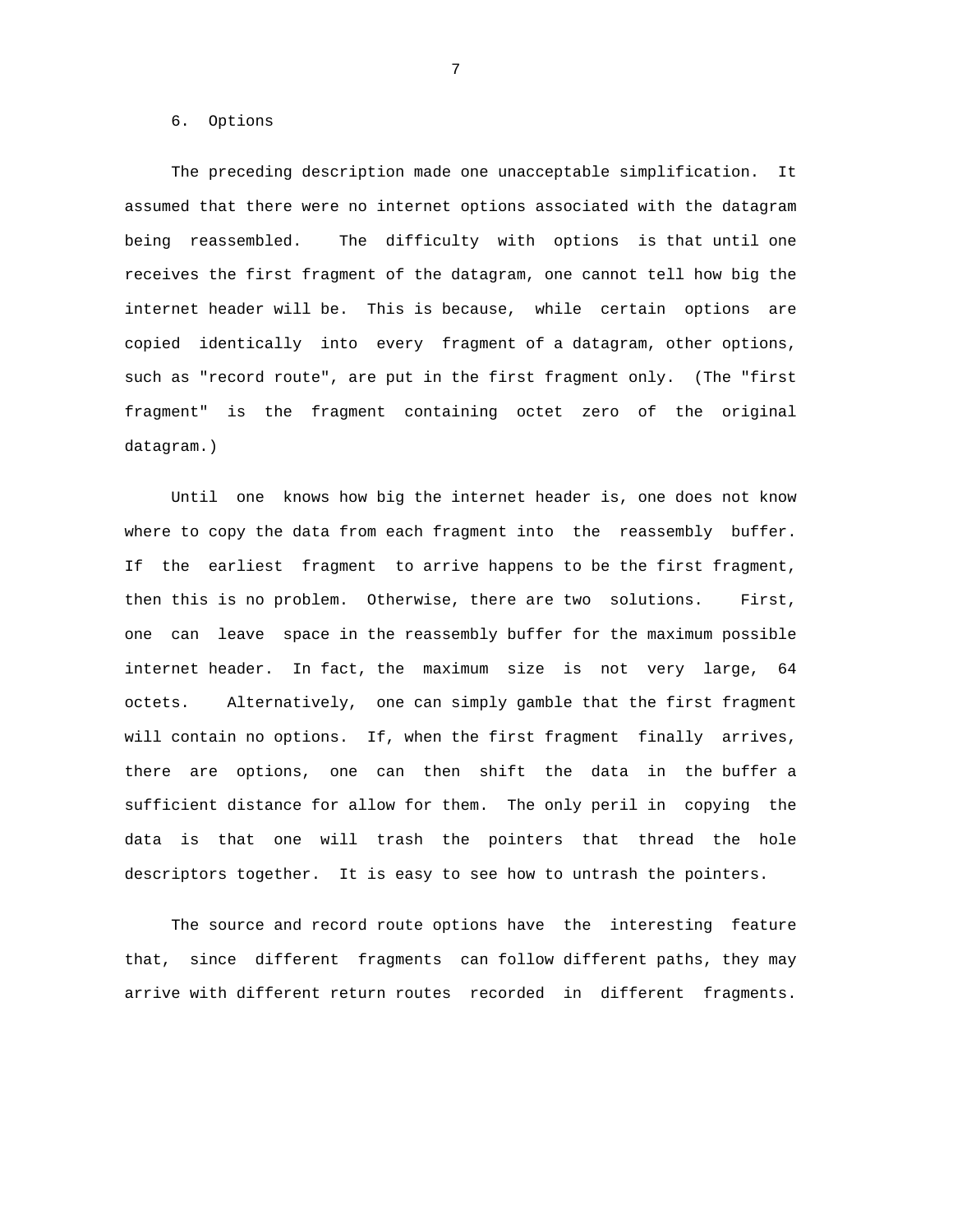## 6. Options

The preceding description made one unacceptable simplification. It assumed that there were no internet options associated with the datagram being reassembled. The difficulty with options is that until one receives the first fragment of the datagram, one cannot tell how big the internet header will be. This is because, while certain options are copied identically into every fragment of a datagram, other options, such as "record route", are put in the first fragment only. (The "first fragment" is the fragment containing octet zero of the original datagram.)

Until one knows how big the internet header is, one does not know where to copy the data from each fragment into the reassembly buffer. If the earliest fragment to arrive happens to be the first fragment, then this is no problem. Otherwise, there are two solutions. First, one can leave space in the reassembly buffer for the maximum possible internet header. In fact, the maximum size is not very large, 64 octets. Alternatively, one can simply gamble that the first fragment will contain no options. If, when the first fragment finally arrives, there are options, one can then shift the data in the buffer a sufficient distance for allow for them. The only peril in copying the data is that one will trash the pointers that thread the hole descriptors together. It is easy to see how to untrash the pointers.

The source and record route options have the interesting feature that, since different fragments can follow different paths, they may arrive with different return routes recorded in different fragments.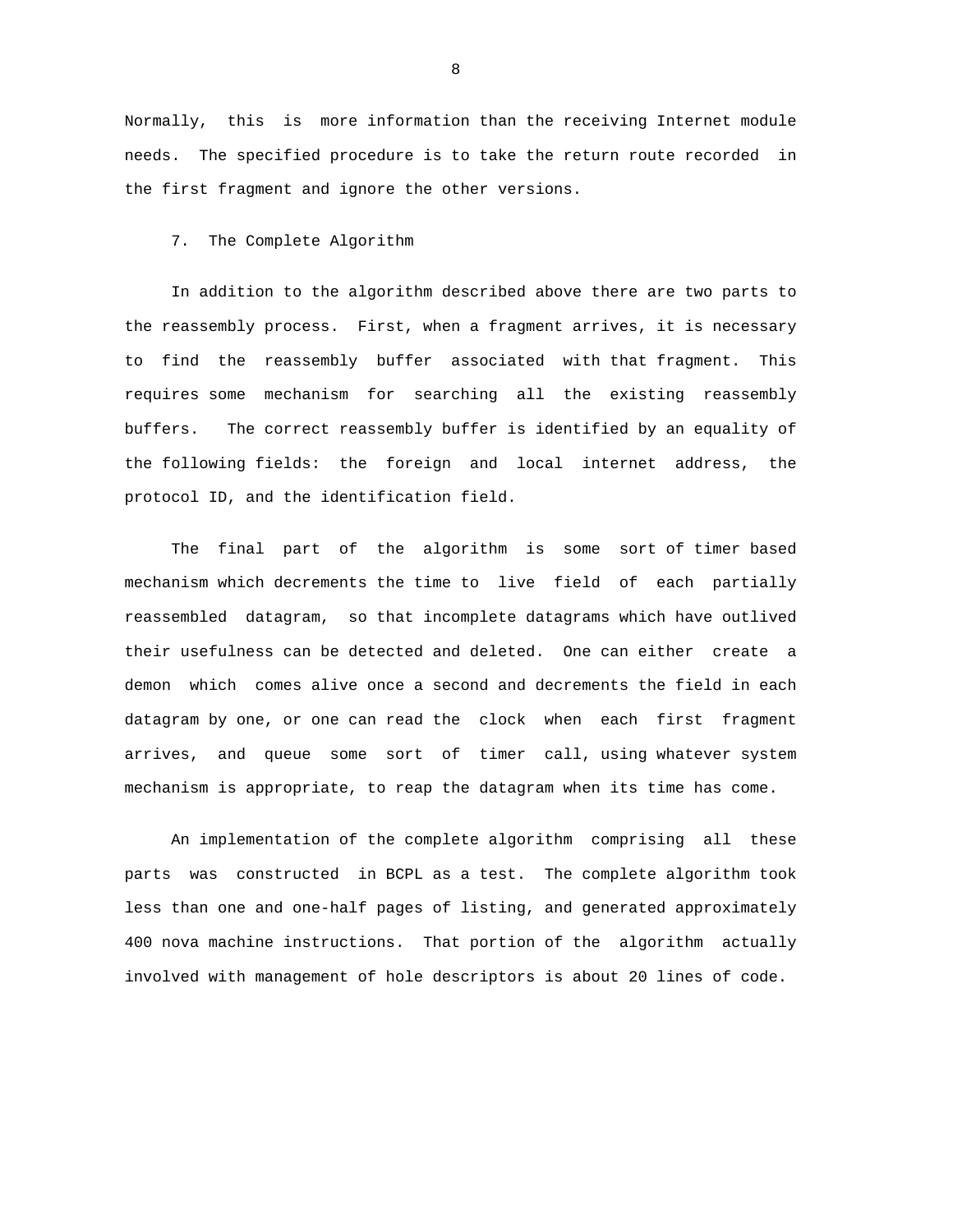Normally, this is more information than the receiving Internet module needs. The specified procedure is to take the return route recorded in the first fragment and ignore the other versions.

## 7. The Complete Algorithm

In addition to the algorithm described above there are two parts to the reassembly process. First, when a fragment arrives, it is necessary to find the reassembly buffer associated with that fragment. This requires some mechanism for searching all the existing reassembly buffers. The correct reassembly buffer is identified by an equality of the following fields: the foreign and local internet address, the protocol ID, and the identification field.

The final part of the algorithm is some sort of timer based mechanism which decrements the time to live field of each partially reassembled datagram, so that incomplete datagrams which have outlived their usefulness can be detected and deleted. One can either create a demon which comes alive once a second and decrements the field in each datagram by one, or one can read the clock when each first fragment arrives, and queue some sort of timer call, using whatever system mechanism is appropriate, to reap the datagram when its time has come.

An implementation of the complete algorithm comprising all these parts was constructed in BCPL as a test. The complete algorithm took less than one and one-half pages of listing, and generated approximately 400 nova machine instructions. That portion of the algorithm actually involved with management of hole descriptors is about 20 lines of code.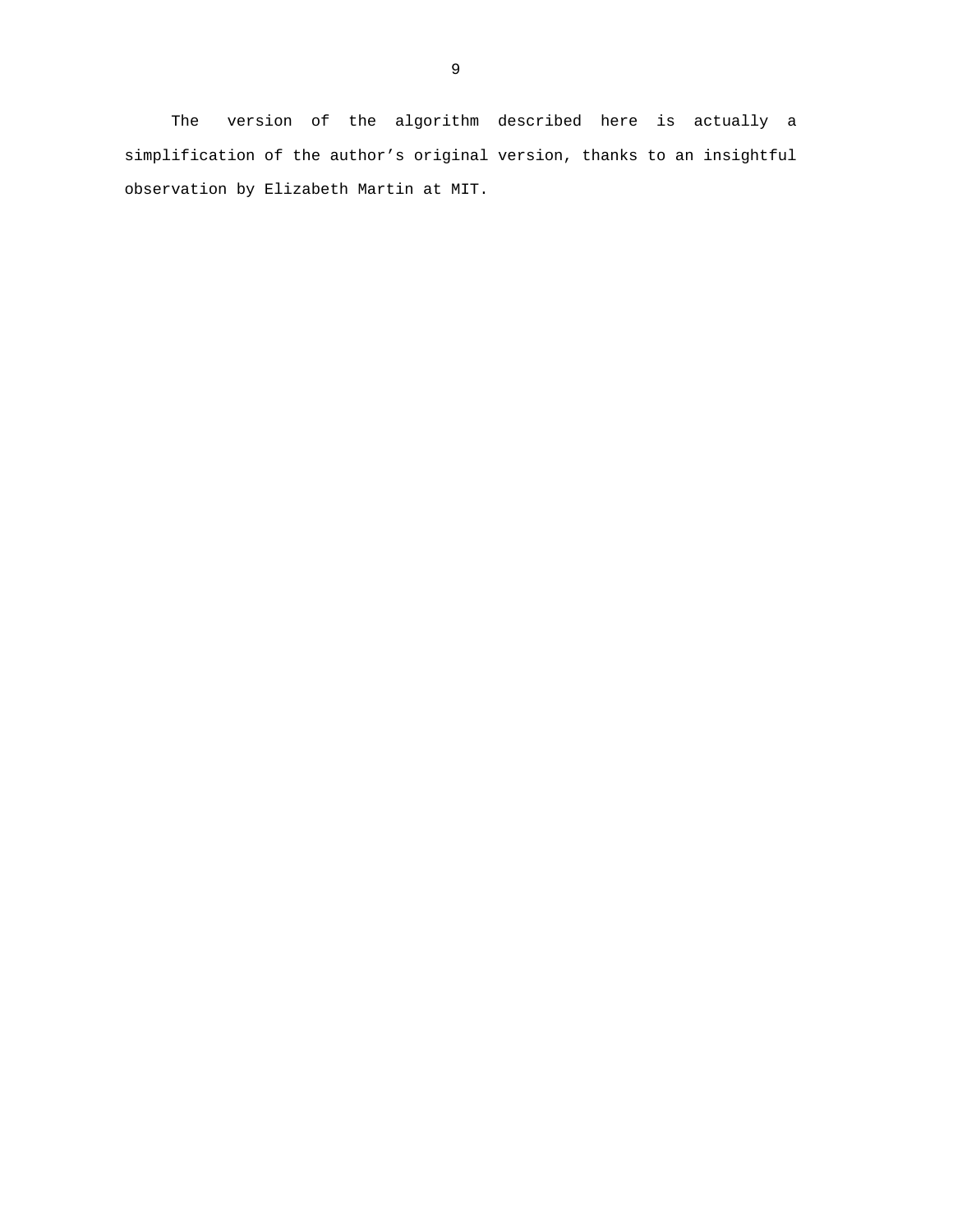The version of the algorithm described here is actually a simplification of the author’s original version, thanks to an insightful observation by Elizabeth Martin at MIT.